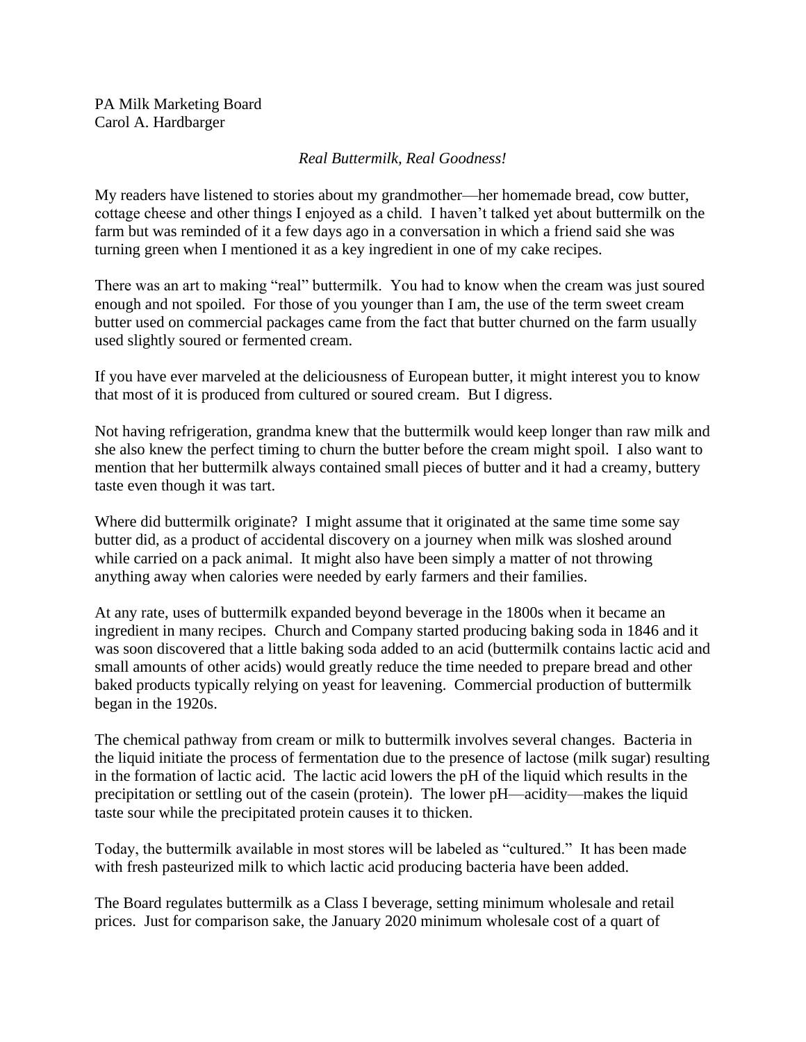PA Milk Marketing Board
Carol A. Hardbarger

*Real Buttermilk, Real Goodness!*

My readers have listened to stories about my grandmother—her homemade bread, cow butter, cottage cheese and other things I enjoyed as a child. I haven't talked yet about buttermilk on the farm but was reminded of it a few days ago in a conversation in which a friend said she was turning green when I mentioned it as a key ingredient in one of my cake recipes.

There was an art to making "real" buttermilk. You had to know when the cream was just soured enough and not spoiled. For those of you younger than I am, the use of the term sweet cream butter used on commercial packages came from the fact that butter churned on the farm usually used slightly soured or fermented cream.

If you have ever marveled at the deliciousness of European butter, it might interest you to know that most of it is produced from cultured or soured cream. But I digress.

Not having refrigeration, grandma knew that the buttermilk would keep longer than raw milk and she also knew the perfect timing to churn the butter before the cream might spoil. I also want to mention that her buttermilk always contained small pieces of butter and it had a creamy, buttery taste even though it was tart.

Where did buttermilk originate? I might assume that it originated at the same time some say butter did, as a product of accidental discovery on a journey when milk was sloshed around while carried on a pack animal. It might also have been simply a matter of not throwing anything away when calories were needed by early farmers and their families.

At any rate, uses of buttermilk expanded beyond beverage in the 1800s when it became an ingredient in many recipes. Church and Company started producing baking soda in 1846 and it was soon discovered that a little baking soda added to an acid (buttermilk contains lactic acid and small amounts of other acids) would greatly reduce the time needed to prepare bread and other baked products typically relying on yeast for leavening. Commercial production of buttermilk began in the 1920s.

The chemical pathway from cream or milk to buttermilk involves several changes. Bacteria in the liquid initiate the process of fermentation due to the presence of lactose (milk sugar) resulting in the formation of lactic acid. The lactic acid lowers the pH of the liquid which results in the precipitation or settling out of the casein (protein). The lower pH—acidity—makes the liquid taste sour while the precipitated protein causes it to thicken.

Today, the buttermilk available in most stores will be labeled as "cultured." It has been made with fresh pasteurized milk to which lactic acid producing bacteria have been added.

The Board regulates buttermilk as a Class I beverage, setting minimum wholesale and retail prices. Just for comparison sake, the January 2020 minimum wholesale cost of a quart of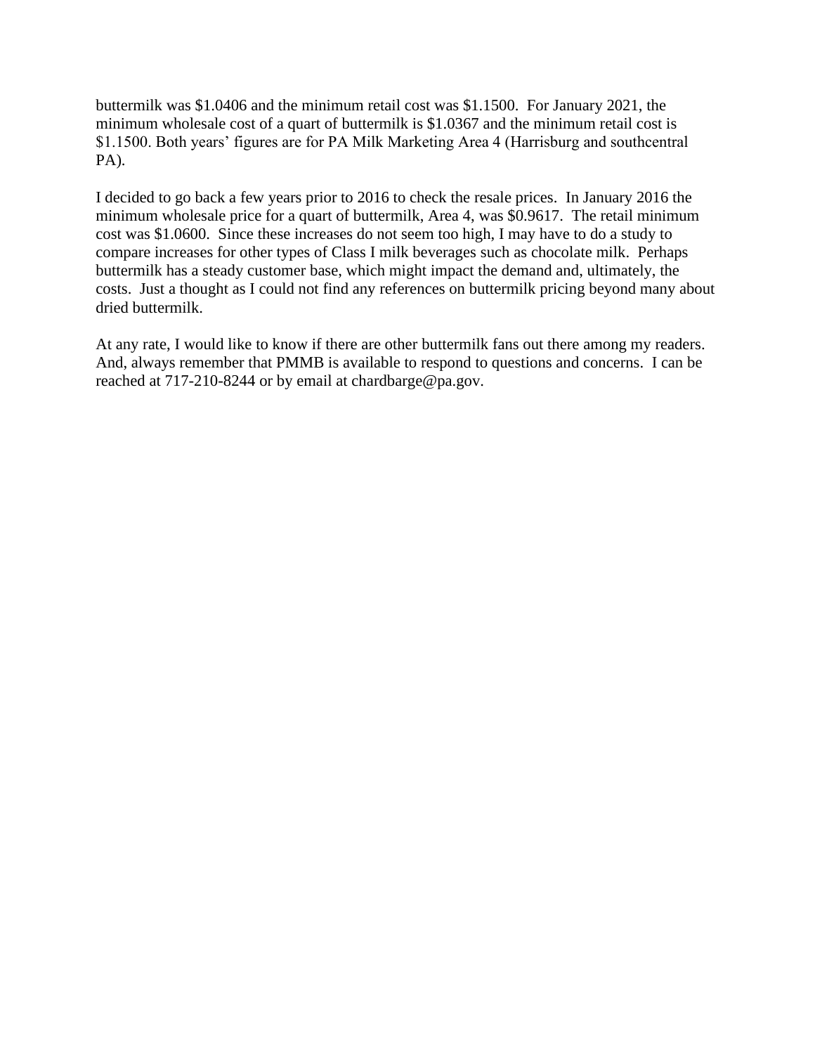buttermilk was $1.0406 and the minimum retail cost was $1.1500. For January 2021, the minimum wholesale cost of a quart of buttermilk is $1.0367 and the minimum retail cost is $1.1500. Both years' figures are for PA Milk Marketing Area 4 (Harrisburg and southcentral PA).

I decided to go back a few years prior to 2016 to check the resale prices. In January 2016 the minimum wholesale price for a quart of buttermilk, Area 4, was $0.9617. The retail minimum cost was $1.0600. Since these increases do not seem too high, I may have to do a study to compare increases for other types of Class I milk beverages such as chocolate milk. Perhaps buttermilk has a steady customer base, which might impact the demand and, ultimately, the costs. Just a thought as I could not find any references on buttermilk pricing beyond many about dried buttermilk.

At any rate, I would like to know if there are other buttermilk fans out there among my readers. And, always remember that PMMB is available to respond to questions and concerns. I can be reached at 717-210-8244 or by email at chardbarge@pa.gov.